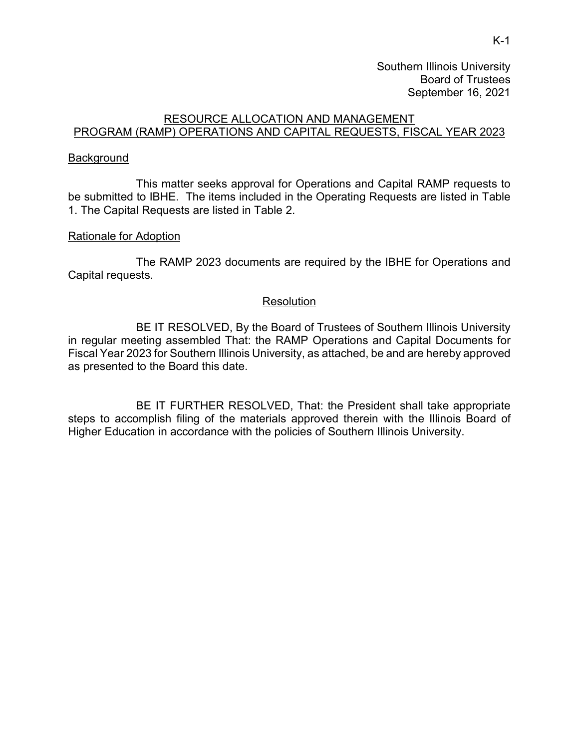Southern Illinois University
Board of Trustees
September 16, 2021

## RESOURCE ALLOCATION AND MANAGEMENT PROGRAM (RAMP) OPERATIONS AND CAPITAL REQUESTS, FISCAL YEAR 2023

### Background

This matter seeks approval for Operations and Capital RAMP requests to be submitted to IBHE. The items included in the Operating Requests are listed in Table 1. The Capital Requests are listed in Table 2.

### Rationale for Adoption

The RAMP 2023 documents are required by the IBHE for Operations and Capital requests.

### Resolution

BE IT RESOLVED, By the Board of Trustees of Southern Illinois University in regular meeting assembled That: the RAMP Operations and Capital Documents for Fiscal Year 2023 for Southern Illinois University, as attached, be and are hereby approved as presented to the Board this date.

BE IT FURTHER RESOLVED, That: the President shall take appropriate steps to accomplish filing of the materials approved therein with the Illinois Board of Higher Education in accordance with the policies of Southern Illinois University.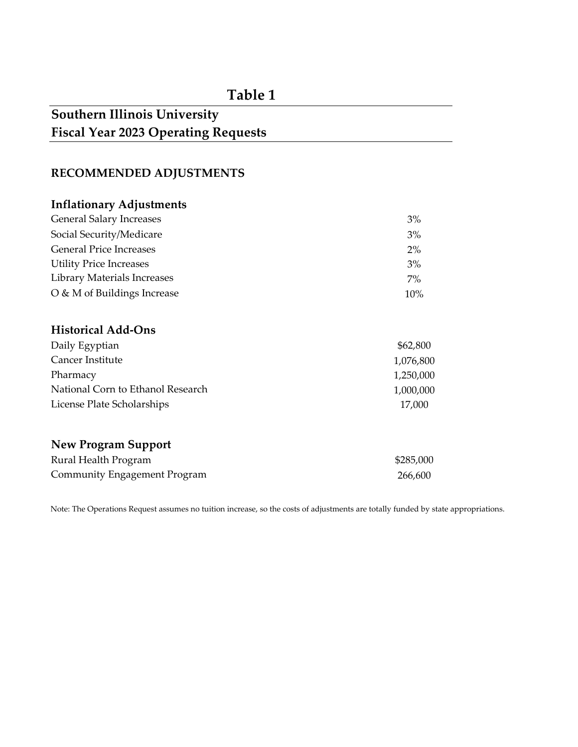# Table 1

## Southern Illinois University
## Fiscal Year 2023 Operating Requests

### RECOMMENDED ADJUSTMENTS

| **Inflationary Adjustments** | |
|---|---|
| General Salary Increases | 3% |
| Social Security/Medicare | 3% |
| General Price Increases | 2% |
| Utility Price Increases | 3% |
| Library Materials Increases | 7% |
| O & M of Buildings Increase | 10% |

| **Historical Add-Ons** | |
|---|---|
| Daily Egyptian | $62,800 |
| Cancer Institute | 1,076,800 |
| Pharmacy | 1,250,000 |
| National Corn to Ethanol Research | 1,000,000 |
| License Plate Scholarships | 17,000 |

| **New Program Support** | |
|---|---|
| Rural Health Program | $285,000 |
| Community Engagement Program | 266,600 |

Note: The Operations Request assumes no tuition increase, so the costs of adjustments are totally funded by state appropriations.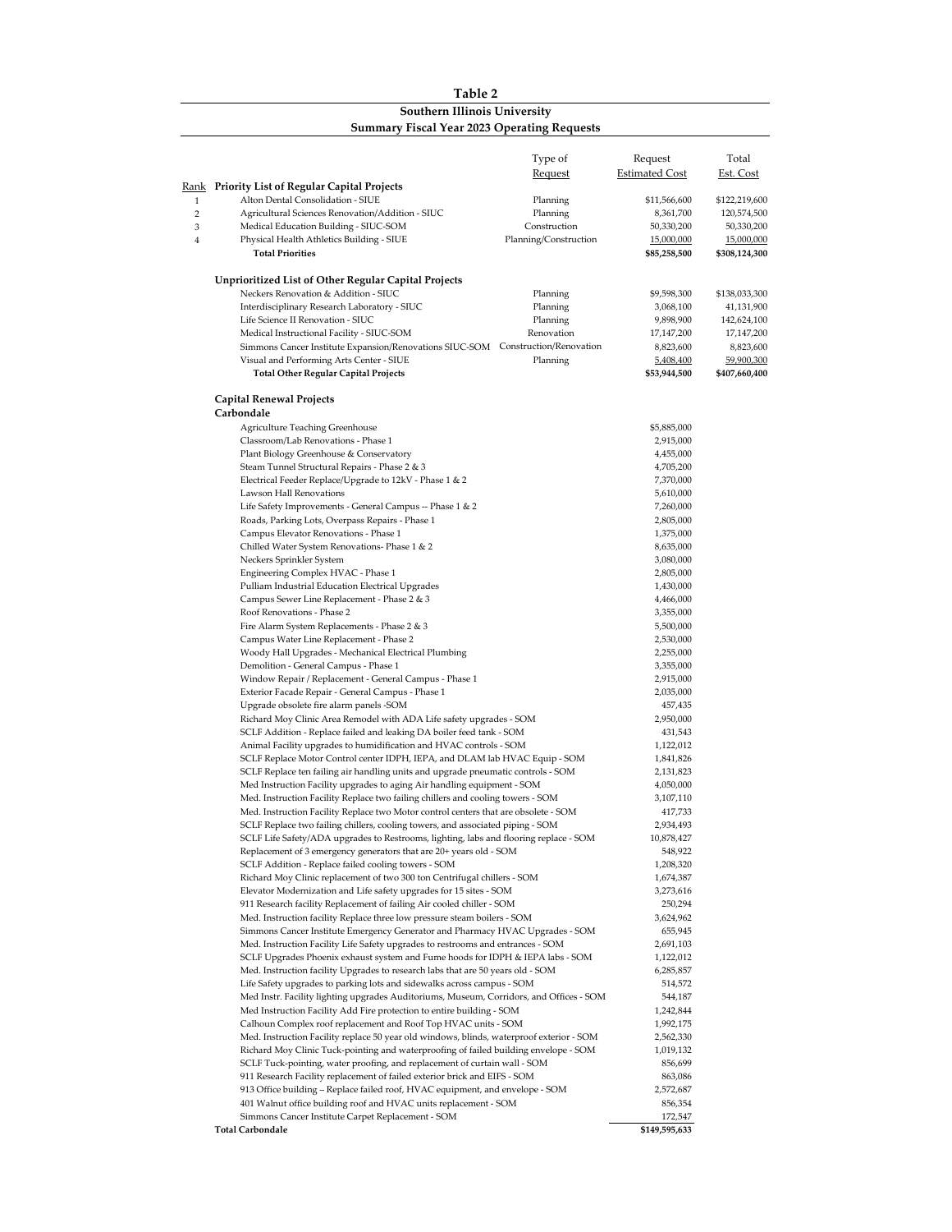# Table 2

## Southern Illinois University

### Summary Fiscal Year 2023 Operating Requests

| Rank | Priority List of Regular Capital Projects | Type of Request | Request Estimated Cost | Total Est. Cost |
|---|---|---|---|---|
| 1 | Alton Dental Consolidation - SIUE | Planning | $11,566,600 | $122,219,600 |
| 2 | Agricultural Sciences Renovation/Addition - SIUC | Planning | 8,361,700 | 120,574,500 |
| 3 | Medical Education Building - SIUC-SOM | Construction | 50,330,200 | 50,330,200 |
| 4 | Physical Health Athletics Building - SIUE | Planning/Construction | 15,000,000 | 15,000,000 |
| | **Total Priorities** | | **$85,258,500** | **$308,124,300** |
| | **Unprioritized List of Other Regular Capital Projects** | | | |
| | Neckers Renovation & Addition - SIUC | Planning | $9,598,300 | $138,033,300 |
| | Interdisciplinary Research Laboratory - SIUC | Planning | 3,068,100 | 41,131,900 |
| | Life Science II Renovation - SIUC | Planning | 9,898,900 | 142,624,100 |
| | Medical Instructional Facility - SIUC-SOM | Renovation | 17,147,200 | 17,147,200 |
| | Simmons Cancer Institute Expansion/Renovations SIUC-SOM | Construction/Renovation | 8,823,600 | 8,823,600 |
| | Visual and Performing Arts Center - SIUE | Planning | 5,408,400 | 59,900,300 |
| | **Total Other Regular Capital Projects** | | **$53,944,500** | **$407,660,400** |
| | **Capital Renewal Projects** | | | |
| | **Carbondale** | | | |
| | Agriculture Teaching Greenhouse | | $5,885,000 | |
| | Classroom/Lab Renovations - Phase 1 | | 2,915,000 | |
| | Plant Biology Greenhouse & Conservatory | | 4,455,000 | |
| | Steam Tunnel Structural Repairs - Phase 2 & 3 | | 4,705,200 | |
| | Electrical Feeder Replace/Upgrade to 12kV - Phase 1 & 2 | | 7,370,000 | |
| | Lawson Hall Renovations | | 5,610,000 | |
| | Life Safety Improvements - General Campus -- Phase 1 & 2 | | 7,260,000 | |
| | Roads, Parking Lots, Overpass Repairs - Phase 1 | | 2,805,000 | |
| | Campus Elevator Renovations - Phase 1 | | 1,375,000 | |
| | Chilled Water System Renovations- Phase 1 & 2 | | 8,635,000 | |
| | Neckers Sprinkler System | | 3,080,000 | |
| | Engineering Complex HVAC - Phase 1 | | 2,805,000 | |
| | Pulliam Industrial Education Electrical Upgrades | | 1,430,000 | |
| | Campus Sewer Line Replacement - Phase 2 & 3 | | 4,466,000 | |
| | Roof Renovations - Phase 2 | | 3,355,000 | |
| | Fire Alarm System Replacements - Phase 2 & 3 | | 5,500,000 | |
| | Campus Water Line Replacement - Phase 2 | | 2,530,000 | |
| | Woody Hall Upgrades - Mechanical Electrical Plumbing | | 2,255,000 | |
| | Demolition - General Campus - Phase 1 | | 3,355,000 | |
| | Window Repair / Replacement - General Campus - Phase 1 | | 2,915,000 | |
| | Exterior Facade Repair - General Campus - Phase 1 | | 2,035,000 | |
| | Upgrade obsolete fire alarm panels -SOM | | 457,435 | |
| | Richard Moy Clinic Area Remodel with ADA Life safety upgrades - SOM | | 2,950,000 | |
| | SCLF Addition - Replace failed and leaking DA boiler feed tank - SOM | | 431,543 | |
| | Animal Facility upgrades to humidification and HVAC controls - SOM | | 1,122,012 | |
| | SCLF Replace Motor Control center IDPH, IEPA, and DLAM lab HVAC Equip - SOM | | 1,841,826 | |
| | SCLF Replace ten failing air handling units and upgrade pneumatic controls - SOM | | 2,131,823 | |
| | Med Instruction Facility upgrades to aging Air handling equipment - SOM | | 4,050,000 | |
| | Med. Instruction Facility Replace two failing chillers and cooling towers - SOM | | 3,107,110 | |
| | Med. Instruction Facility Replace two Motor control centers that are obsolete - SOM | | 417,733 | |
| | SCLF Replace two failing chillers, cooling towers, and associated piping - SOM | | 2,934,493 | |
| | SCLF Life Safety/ADA upgrades to Restrooms, lighting, labs and flooring replace - SOM | | 10,878,427 | |
| | Replacement of 3 emergency generators that are 20+ years old - SOM | | 548,922 | |
| | SCLF Addition - Replace failed cooling towers - SOM | | 1,208,320 | |
| | Richard Moy Clinic replacement of two 300 ton Centrifugal chillers - SOM | | 1,674,387 | |
| | Elevator Modernization and Life safety upgrades for 15 sites - SOM | | 3,273,616 | |
| | 911 Research facility Replacement of failing Air cooled chiller - SOM | | 250,294 | |
| | Med. Instruction facility Replace three low pressure steam boilers - SOM | | 3,624,962 | |
| | Simmons Cancer Institute Emergency Generator and Pharmacy HVAC Upgrades - SOM | | 655,945 | |
| | Med. Instruction Facility Life Safety upgrades to restrooms and entrances - SOM | | 2,691,103 | |
| | SCLF Upgrades Phoenix exhaust system and Fume hoods for IDPH & IEPA labs - SOM | | 1,122,012 | |
| | Med. Instruction facility Upgrades to research labs that are 50 years old - SOM | | 6,285,857 | |
| | Life Safety upgrades to parking lots and sidewalks across campus - SOM | | 514,572 | |
| | Med Instr. Facility lighting upgrades Auditoriums, Museum, Corridors, and Offices - SOM | | 544,187 | |
| | Med Instruction Facility Add Fire protection to entire building - SOM | | 1,242,844 | |
| | Calhoun Complex roof replacement and Roof Top HVAC units - SOM | | 1,992,175 | |
| | Med. Instruction Facility replace 50 year old windows, blinds, waterproof exterior - SOM | | 2,562,330 | |
| | Richard Moy Clinic Tuck-pointing and waterproofing of failed building envelope - SOM | | 1,019,132 | |
| | SCLF Tuck-pointing, water proofing, and replacement of curtain wall - SOM | | 856,699 | |
| | 911 Research Facility replacement of failed exterior brick and EIFS - SOM | | 863,086 | |
| | 913 Office building – Replace failed roof, HVAC equipment, and envelope - SOM | | 2,572,687 | |
| | 401 Walnut office building roof and HVAC units replacement - SOM | | 856,354 | |
| | Simmons Cancer Institute Carpet Replacement - SOM | | 172,547 | |
| | **Total Carbondale** | | **$149,595,633** | |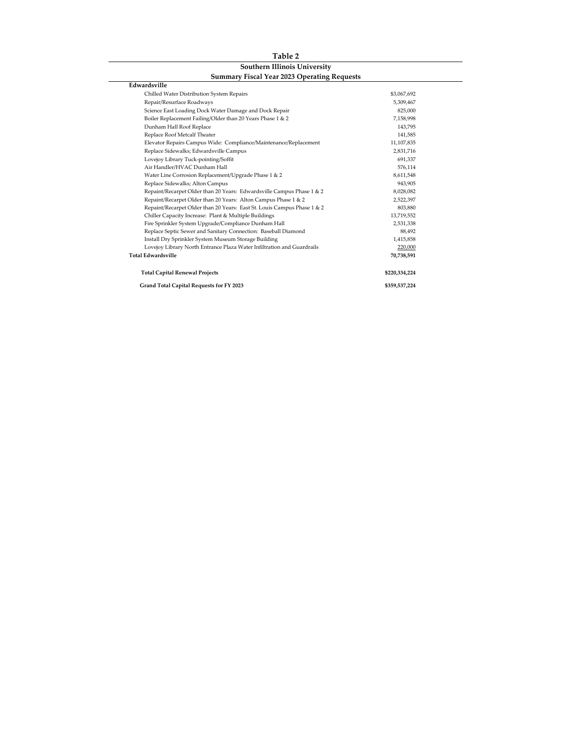**Table 2**

**Southern Illinois University**

**Summary Fiscal Year 2023 Operating Requests**

| | |
|---|---|
| **Edwardsville** | |
| Chilled Water Distribution System Repairs | $3,067,692 |
| Repair/Resurface Roadways | 5,309,467 |
| Science East Loading Dock Water Damage and Dock Repair | 825,000 |
| Boiler Replacement Failing/Older than 20 Years Phase 1 & 2 | 7,158,998 |
| Dunham Hall Roof Replace | 143,795 |
| Replace Roof Metcalf Theater | 141,585 |
| Elevator Repairs Campus Wide: Compliance/Maintenance/Replacement | 11,107,835 |
| Replace Sidewalks; Edwardsville Campus | 2,831,716 |
| Lovejoy Library Tuck-pointing/Soffit | 691,337 |
| Air Handler/HVAC Dunham Hall | 576,114 |
| Water Line Corrosion Replacement/Upgrade Phase 1 & 2 | 8,611,548 |
| Replace Sidewalks; Alton Campus | 943,905 |
| Repaint/Recarpet Older than 20 Years: Edwardsville Campus Phase 1 & 2 | 8,028,082 |
| Repaint/Recarpet Older than 20 Years: Alton Campus Phase 1 & 2 | 2,522,397 |
| Repaint/Recarpet Older than 20 Years: East St. Louis Campus Phase 1 & 2 | 803,880 |
| Chiller Capacity Increase: Plant & Multiple Buildings | 13,719,552 |
| Fire Sprinkler System Upgrade/Compliance Dunham Hall | 2,531,338 |
| Replace Septic Sewer and Sanitary Connection: Baseball Diamond | 88,492 |
| Install Dry Sprinkler System Museum Storage Building | 1,415,858 |
| Lovejoy Library North Entrance Plaza Water Infiltration and Guardrails | 220,000 |
| **Total Edwardsville** | **70,738,591** |
| | |
| **Total Capital Renewal Projects** | **$220,334,224** |
| **Grand Total Capital Requests for FY 2023** | **$359,537,224** |